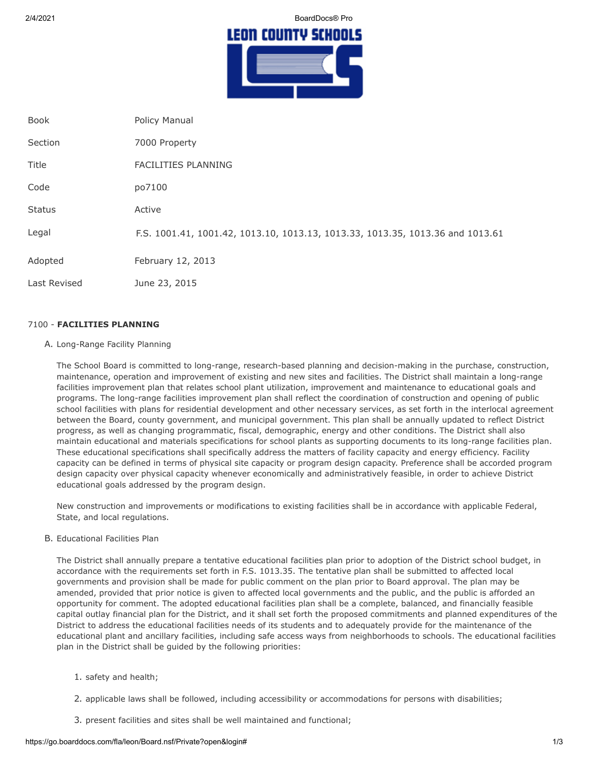| Book | Policy Manual |
|---|---|
| Section | 7000 Property |
| Title | FACILITIES PLANNING |
| Code | po7100 |
| Status | Active |
| Legal | F.S. 1001.41, 1001.42, 1013.10, 1013.13, 1013.33, 1013.35, 1013.36 and 1013.61 |
| Adopted | February 12, 2013 |
| Last Revised | June 23, 2015 |

7100 - **FACILITIES PLANNING**

A. Long-Range Facility Planning

The School Board is committed to long-range, research-based planning and decision-making in the purchase, construction, maintenance, operation and improvement of existing and new sites and facilities. The District shall maintain a long-range facilities improvement plan that relates school plant utilization, improvement and maintenance to educational goals and programs. The long-range facilities improvement plan shall reflect the coordination of construction and opening of public school facilities with plans for residential development and other necessary services, as set forth in the interlocal agreement between the Board, county government, and municipal government. This plan shall be annually updated to reflect District progress, as well as changing programmatic, fiscal, demographic, energy and other conditions. The District shall also maintain educational and materials specifications for school plants as supporting documents to its long-range facilities plan. These educational specifications shall specifically address the matters of facility capacity and energy efficiency. Facility capacity can be defined in terms of physical site capacity or program design capacity. Preference shall be accorded program design capacity over physical capacity whenever economically and administratively feasible, in order to achieve District educational goals addressed by the program design.

New construction and improvements or modifications to existing facilities shall be in accordance with applicable Federal, State, and local regulations.

B. Educational Facilities Plan

The District shall annually prepare a tentative educational facilities plan prior to adoption of the District school budget, in accordance with the requirements set forth in F.S. 1013.35. The tentative plan shall be submitted to affected local governments and provision shall be made for public comment on the plan prior to Board approval. The plan may be amended, provided that prior notice is given to affected local governments and the public, and the public is afforded an opportunity for comment. The adopted educational facilities plan shall be a complete, balanced, and financially feasible capital outlay financial plan for the District, and it shall set forth the proposed commitments and planned expenditures of the District to address the educational facilities needs of its students and to adequately provide for the maintenance of the educational plant and ancillary facilities, including safe access ways from neighborhoods to schools. The educational facilities plan in the District shall be guided by the following priorities:

1. safety and health;
2. applicable laws shall be followed, including accessibility or accommodations for persons with disabilities;
3. present facilities and sites shall be well maintained and functional;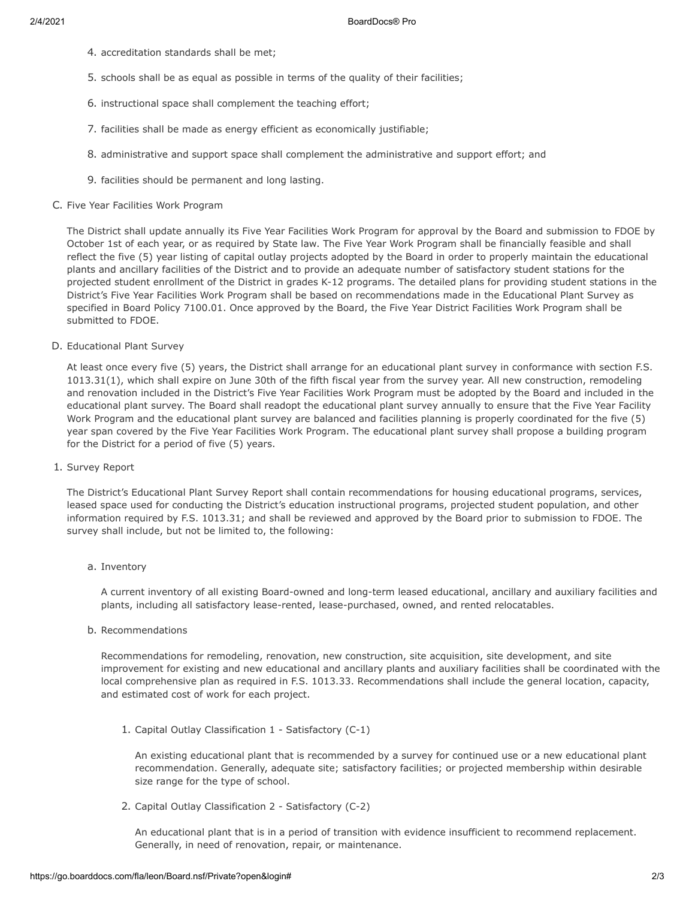4. accreditation standards shall be met;
5. schools shall be as equal as possible in terms of the quality of their facilities;
6. instructional space shall complement the teaching effort;
7. facilities shall be made as energy efficient as economically justifiable;
8. administrative and support space shall complement the administrative and support effort; and
9. facilities should be permanent and long lasting.

C. Five Year Facilities Work Program

The District shall update annually its Five Year Facilities Work Program for approval by the Board and submission to FDOE by October 1st of each year, or as required by State law. The Five Year Work Program shall be financially feasible and shall reflect the five (5) year listing of capital outlay projects adopted by the Board in order to properly maintain the educational plants and ancillary facilities of the District and to provide an adequate number of satisfactory student stations for the projected student enrollment of the District in grades K-12 programs. The detailed plans for providing student stations in the District's Five Year Facilities Work Program shall be based on recommendations made in the Educational Plant Survey as specified in Board Policy 7100.01. Once approved by the Board, the Five Year District Facilities Work Program shall be submitted to FDOE.

D. Educational Plant Survey

At least once every five (5) years, the District shall arrange for an educational plant survey in conformance with section F.S. 1013.31(1), which shall expire on June 30th of the fifth fiscal year from the survey year. All new construction, remodeling and renovation included in the District's Five Year Facilities Work Program must be adopted by the Board and included in the educational plant survey. The Board shall readopt the educational plant survey annually to ensure that the Five Year Facility Work Program and the educational plant survey are balanced and facilities planning is properly coordinated for the five (5) year span covered by the Five Year Facilities Work Program. The educational plant survey shall propose a building program for the District for a period of five (5) years.

1. Survey Report

The District's Educational Plant Survey Report shall contain recommendations for housing educational programs, services, leased space used for conducting the District's education instructional programs, projected student population, and other information required by F.S. 1013.31; and shall be reviewed and approved by the Board prior to submission to FDOE. The survey shall include, but not be limited to, the following:

a. Inventory

A current inventory of all existing Board-owned and long-term leased educational, ancillary and auxiliary facilities and plants, including all satisfactory lease-rented, lease-purchased, owned, and rented relocatables.

b. Recommendations

Recommendations for remodeling, renovation, new construction, site acquisition, site development, and site improvement for existing and new educational and ancillary plants and auxiliary facilities shall be coordinated with the local comprehensive plan as required in F.S. 1013.33. Recommendations shall include the general location, capacity, and estimated cost of work for each project.

1. Capital Outlay Classification 1 - Satisfactory (C-1)

An existing educational plant that is recommended by a survey for continued use or a new educational plant recommendation. Generally, adequate site; satisfactory facilities; or projected membership within desirable size range for the type of school.

2. Capital Outlay Classification 2 - Satisfactory (C-2)

An educational plant that is in a period of transition with evidence insufficient to recommend replacement. Generally, in need of renovation, repair, or maintenance.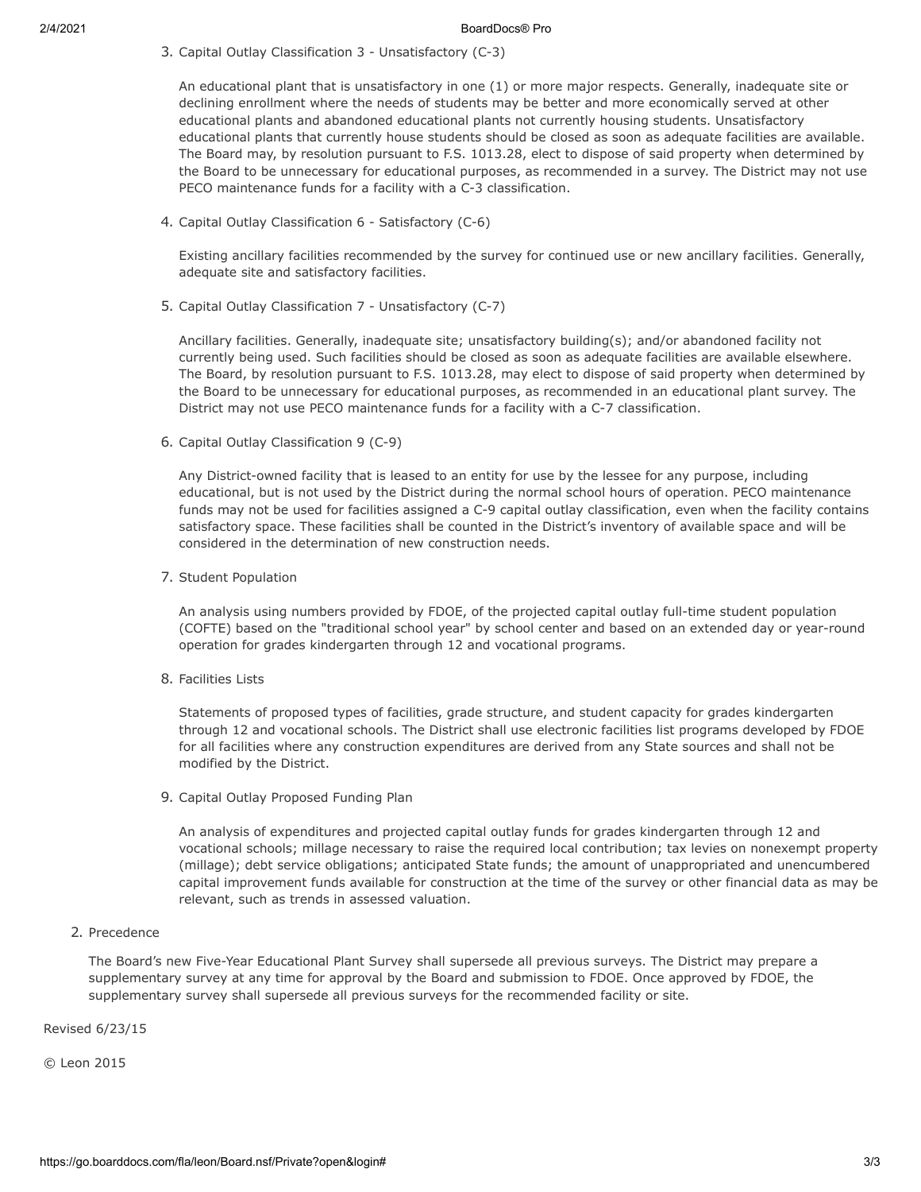3. Capital Outlay Classification 3 - Unsatisfactory (C-3)

   An educational plant that is unsatisfactory in one (1) or more major respects. Generally, inadequate site or declining enrollment where the needs of students may be better and more economically served at other educational plants and abandoned educational plants not currently housing students. Unsatisfactory educational plants that currently house students should be closed as soon as adequate facilities are available. The Board may, by resolution pursuant to F.S. 1013.28, elect to dispose of said property when determined by the Board to be unnecessary for educational purposes, as recommended in a survey. The District may not use PECO maintenance funds for a facility with a C-3 classification.

4. Capital Outlay Classification 6 - Satisfactory (C-6)

   Existing ancillary facilities recommended by the survey for continued use or new ancillary facilities. Generally, adequate site and satisfactory facilities.

5. Capital Outlay Classification 7 - Unsatisfactory (C-7)

   Ancillary facilities. Generally, inadequate site; unsatisfactory building(s); and/or abandoned facility not currently being used. Such facilities should be closed as soon as adequate facilities are available elsewhere. The Board, by resolution pursuant to F.S. 1013.28, may elect to dispose of said property when determined by the Board to be unnecessary for educational purposes, as recommended in an educational plant survey. The District may not use PECO maintenance funds for a facility with a C-7 classification.

6. Capital Outlay Classification 9 (C-9)

   Any District-owned facility that is leased to an entity for use by the lessee for any purpose, including educational, but is not used by the District during the normal school hours of operation. PECO maintenance funds may not be used for facilities assigned a C-9 capital outlay classification, even when the facility contains satisfactory space. These facilities shall be counted in the District's inventory of available space and will be considered in the determination of new construction needs.

7. Student Population

   An analysis using numbers provided by FDOE, of the projected capital outlay full-time student population (COFTE) based on the "traditional school year" by school center and based on an extended day or year-round operation for grades kindergarten through 12 and vocational programs.

8. Facilities Lists

   Statements of proposed types of facilities, grade structure, and student capacity for grades kindergarten through 12 and vocational schools. The District shall use electronic facilities list programs developed by FDOE for all facilities where any construction expenditures are derived from any State sources and shall not be modified by the District.

9. Capital Outlay Proposed Funding Plan

   An analysis of expenditures and projected capital outlay funds for grades kindergarten through 12 and vocational schools; millage necessary to raise the required local contribution; tax levies on nonexempt property (millage); debt service obligations; anticipated State funds; the amount of unappropriated and unencumbered capital improvement funds available for construction at the time of the survey or other financial data as may be relevant, such as trends in assessed valuation.

2. Precedence

   The Board's new Five-Year Educational Plant Survey shall supersede all previous surveys. The District may prepare a supplementary survey at any time for approval by the Board and submission to FDOE. Once approved by FDOE, the supplementary survey shall supersede all previous surveys for the recommended facility or site.

Revised 6/23/15

© Leon 2015